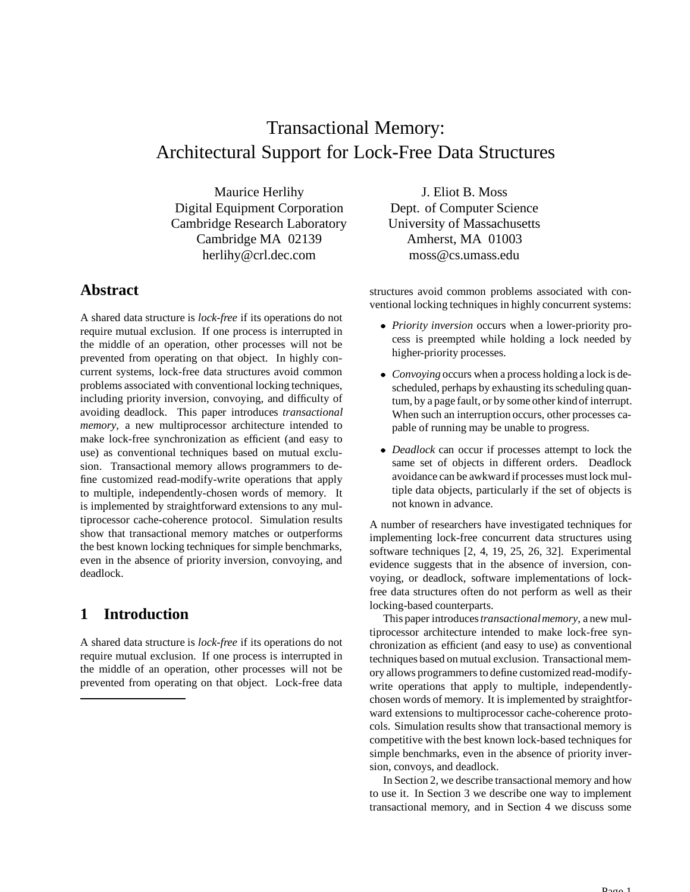# Transactional Memory: Architectural Support for Lock-Free Data Structures

Maurice Herlihy
Digital Equipment Corporation
Cambridge Research Laboratory
Cambridge MA 02139
herlihy@crl.dec.com

J. Eliot B. Moss
Dept. of Computer Science
University of Massachusetts
Amherst, MA 01003
moss@cs.umass.edu

## Abstract

A shared data structure is *lock-free* if its operations do not require mutual exclusion. If one process is interrupted in the middle of an operation, other processes will not be prevented from operating on that object. In highly concurrent systems, lock-free data structures avoid common problems associated with conventional locking techniques, including priority inversion, convoying, and difficulty of avoiding deadlock. This paper introduces *transactional memory*, a new multiprocessor architecture intended to make lock-free synchronization as efficient (and easy to use) as conventional techniques based on mutual exclusion. Transactional memory allows programmers to define customized read-modify-write operations that apply to multiple, independently-chosen words of memory. It is implemented by straightforward extensions to any multiprocessor cache-coherence protocol. Simulation results show that transactional memory matches or outperforms the best known locking techniques for simple benchmarks, even in the absence of priority inversion, convoying, and deadlock.

## 1 Introduction

A shared data structure is *lock-free* if its operations do not require mutual exclusion. If one process is interrupted in the middle of an operation, other processes will not be prevented from operating on that object. Lock-free data structures avoid common problems associated with conventional locking techniques in highly concurrent systems:

- *Priority inversion* occurs when a lower-priority process is preempted while holding a lock needed by higher-priority processes.
- *Convoying* occurs when a process holding a lock is descheduled, perhaps by exhausting its scheduling quantum, by a page fault, or by some other kind of interrupt. When such an interruption occurs, other processes capable of running may be unable to progress.
- *Deadlock* can occur if processes attempt to lock the same set of objects in different orders. Deadlock avoidance can be awkward if processes must lock multiple data objects, particularly if the set of objects is not known in advance.

A number of researchers have investigated techniques for implementing lock-free concurrent data structures using software techniques [2, 4, 19, 25, 26, 32]. Experimental evidence suggests that in the absence of inversion, convoying, or deadlock, software implementations of lock-free data structures often do not perform as well as their locking-based counterparts.

This paper introduces *transactional memory*, a new multiprocessor architecture intended to make lock-free synchronization as efficient (and easy to use) as conventional techniques based on mutual exclusion. Transactional memory allows programmers to define customized read-modify-write operations that apply to multiple, independently-chosen words of memory. It is implemented by straightforward extensions to multiprocessor cache-coherence protocols. Simulation results show that transactional memory is competitive with the best known lock-based techniques for simple benchmarks, even in the absence of priority inversion, convoys, and deadlock.

In Section 2, we describe transactional memory and how to use it. In Section 3 we describe one way to implement transactional memory, and in Section 4 we discuss some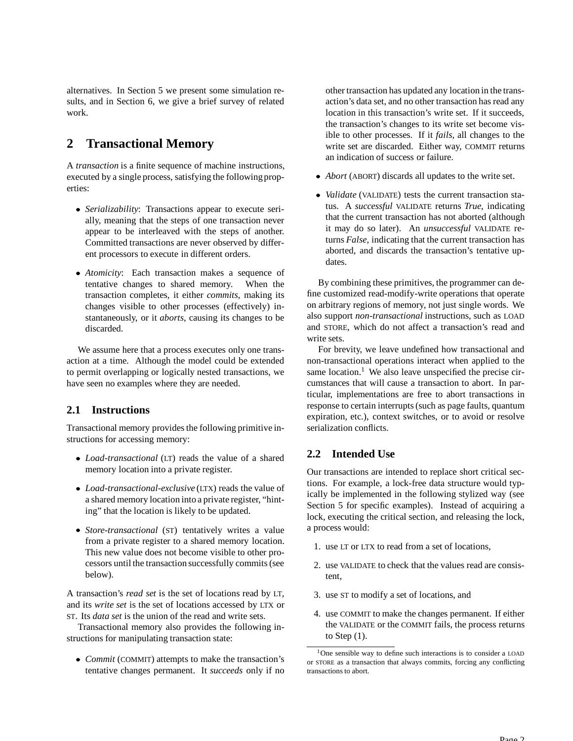alternatives. In Section 5 we present some simulation results, and in Section 6, we give a brief survey of related work.

## 2 Transactional Memory

A *transaction* is a finite sequence of machine instructions, executed by a single process, satisfying the following properties:

- *Serializability*: Transactions appear to execute serially, meaning that the steps of one transaction never appear to be interleaved with the steps of another. Committed transactions are never observed by different processors to execute in different orders.
- *Atomicity*: Each transaction makes a sequence of tentative changes to shared memory. When the transaction completes, it either *commits*, making its changes visible to other processes (effectively) instantaneously, or it *aborts*, causing its changes to be discarded.

We assume here that a process executes only one transaction at a time. Although the model could be extended to permit overlapping or logically nested transactions, we have seen no examples where they are needed.

### 2.1 Instructions

Transactional memory provides the following primitive instructions for accessing memory:

- *Load-transactional* (LT) reads the value of a shared memory location into a private register.
- *Load-transactional-exclusive* (LTX) reads the value of a shared memory location into a private register, "hinting" that the location is likely to be updated.
- *Store-transactional* (ST) tentatively writes a value from a private register to a shared memory location. This new value does not become visible to other processors until the transaction successfully commits (see below).

A transaction's *read set* is the set of locations read by LT, and its *write set* is the set of locations accessed by LTX or ST. Its *data set* is the union of the read and write sets.

Transactional memory also provides the following instructions for manipulating transaction state:

- *Commit* (COMMIT) attempts to make the transaction's tentative changes permanent. It *succeeds* only if no other transaction has updated any location in the transaction's data set, and no other transaction has read any location in this transaction's write set. If it succeeds, the transaction's changes to its write set become visible to other processes. If it *fails*, all changes to the write set are discarded. Either way, COMMIT returns an indication of success or failure.
- *Abort* (ABORT) discards all updates to the write set.
- *Validate* (VALIDATE) tests the current transaction status. A *successful* VALIDATE returns *True*, indicating that the current transaction has not aborted (although it may do so later). An *unsuccessful* VALIDATE returns *False*, indicating that the current transaction has aborted, and discards the transaction's tentative updates.

By combining these primitives, the programmer can define customized read-modify-write operations that operate on arbitrary regions of memory, not just single words. We also support *non-transactional* instructions, such as LOAD and STORE, which do not affect a transaction's read and write sets.

For brevity, we leave undefined how transactional and non-transactional operations interact when applied to the same location.[1] We also leave unspecified the precise circumstances that will cause a transaction to abort. In particular, implementations are free to abort transactions in response to certain interrupts (such as page faults, quantum expiration, etc.), context switches, or to avoid or resolve serialization conflicts.

### 2.2 Intended Use

Our transactions are intended to replace short critical sections. For example, a lock-free data structure would typically be implemented in the following stylized way (see Section 5 for specific examples). Instead of acquiring a lock, executing the critical section, and releasing the lock, a process would:

1. use LT or LTX to read from a set of locations,
2. use VALIDATE to check that the values read are consistent,
3. use ST to modify a set of locations, and
4. use COMMIT to make the changes permanent. If either the VALIDATE or the COMMIT fails, the process returns to Step (1).

[1] One sensible way to define such interactions is to consider a LOAD or STORE as a transaction that always commits, forcing any conflicting transactions to abort.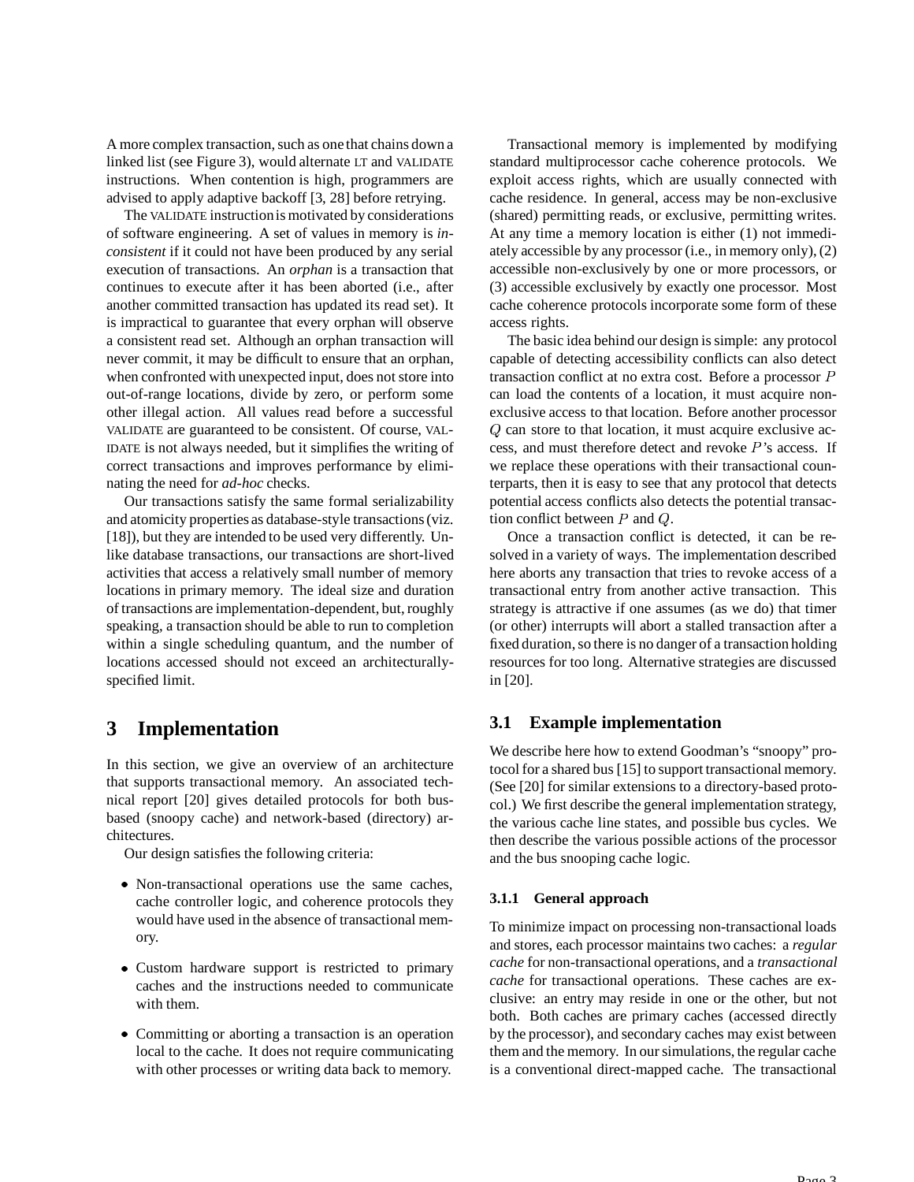A more complex transaction, such as one that chains down a linked list (see Figure 3), would alternate LT and VALIDATE instructions. When contention is high, programmers are advised to apply adaptive backoff [3, 28] before retrying.

The VALIDATE instruction is motivated by considerations of software engineering. A set of values in memory is *inconsistent* if it could not have been produced by any serial execution of transactions. An *orphan* is a transaction that continues to execute after it has been aborted (i.e., after another committed transaction has updated its read set). It is impractical to guarantee that every orphan will observe a consistent read set. Although an orphan transaction will never commit, it may be difficult to ensure that an orphan, when confronted with unexpected input, does not store into out-of-range locations, divide by zero, or perform some other illegal action. All values read before a successful VALIDATE are guaranteed to be consistent. Of course, VALIDATE is not always needed, but it simplifies the writing of correct transactions and improves performance by eliminating the need for *ad-hoc* checks.

Our transactions satisfy the same formal serializability and atomicity properties as database-style transactions (viz. [18]), but they are intended to be used very differently. Unlike database transactions, our transactions are short-lived activities that access a relatively small number of memory locations in primary memory. The ideal size and duration of transactions are implementation-dependent, but, roughly speaking, a transaction should be able to run to completion within a single scheduling quantum, and the number of locations accessed should not exceed an architecturally-specified limit.

# 3 Implementation

In this section, we give an overview of an architecture that supports transactional memory. An associated technical report [20] gives detailed protocols for both bus-based (snoopy cache) and network-based (directory) architectures.

Our design satisfies the following criteria:

- Non-transactional operations use the same caches, cache controller logic, and coherence protocols they would have used in the absence of transactional memory.
- Custom hardware support is restricted to primary caches and the instructions needed to communicate with them.
- Committing or aborting a transaction is an operation local to the cache. It does not require communicating with other processes or writing data back to memory.

Transactional memory is implemented by modifying standard multiprocessor cache coherence protocols. We exploit access rights, which are usually connected with cache residence. In general, access may be non-exclusive (shared) permitting reads, or exclusive, permitting writes. At any time a memory location is either (1) not immediately accessible by any processor (i.e., in memory only), (2) accessible non-exclusively by one or more processors, or (3) accessible exclusively by exactly one processor. Most cache coherence protocols incorporate some form of these access rights.

The basic idea behind our design is simple: any protocol capable of detecting accessibility conflicts can also detect transaction conflict at no extra cost. Before a processor $P$ can load the contents of a location, it must acquire non-exclusive access to that location. Before another processor $Q$ can store to that location, it must acquire exclusive access, and must therefore detect and revoke $P$'s access. If we replace these operations with their transactional counterparts, then it is easy to see that any protocol that detects potential access conflicts also detects the potential transaction conflict between $P$ and $Q$.

Once a transaction conflict is detected, it can be resolved in a variety of ways. The implementation described here aborts any transaction that tries to revoke access of a transactional entry from another active transaction. This strategy is attractive if one assumes (as we do) that timer (or other) interrupts will abort a stalled transaction after a fixed duration, so there is no danger of a transaction holding resources for too long. Alternative strategies are discussed in [20].

## 3.1 Example implementation

We describe here how to extend Goodman's "snoopy" protocol for a shared bus [15] to support transactional memory. (See [20] for similar extensions to a directory-based protocol.) We first describe the general implementation strategy, the various cache line states, and possible bus cycles. We then describe the various possible actions of the processor and the bus snooping cache logic.

### 3.1.1 General approach

To minimize impact on processing non-transactional loads and stores, each processor maintains two caches: a *regular cache* for non-transactional operations, and a *transactional cache* for transactional operations. These caches are exclusive: an entry may reside in one or the other, but not both. Both caches are primary caches (accessed directly by the processor), and secondary caches may exist between them and the memory. In our simulations, the regular cache is a conventional direct-mapped cache. The transactional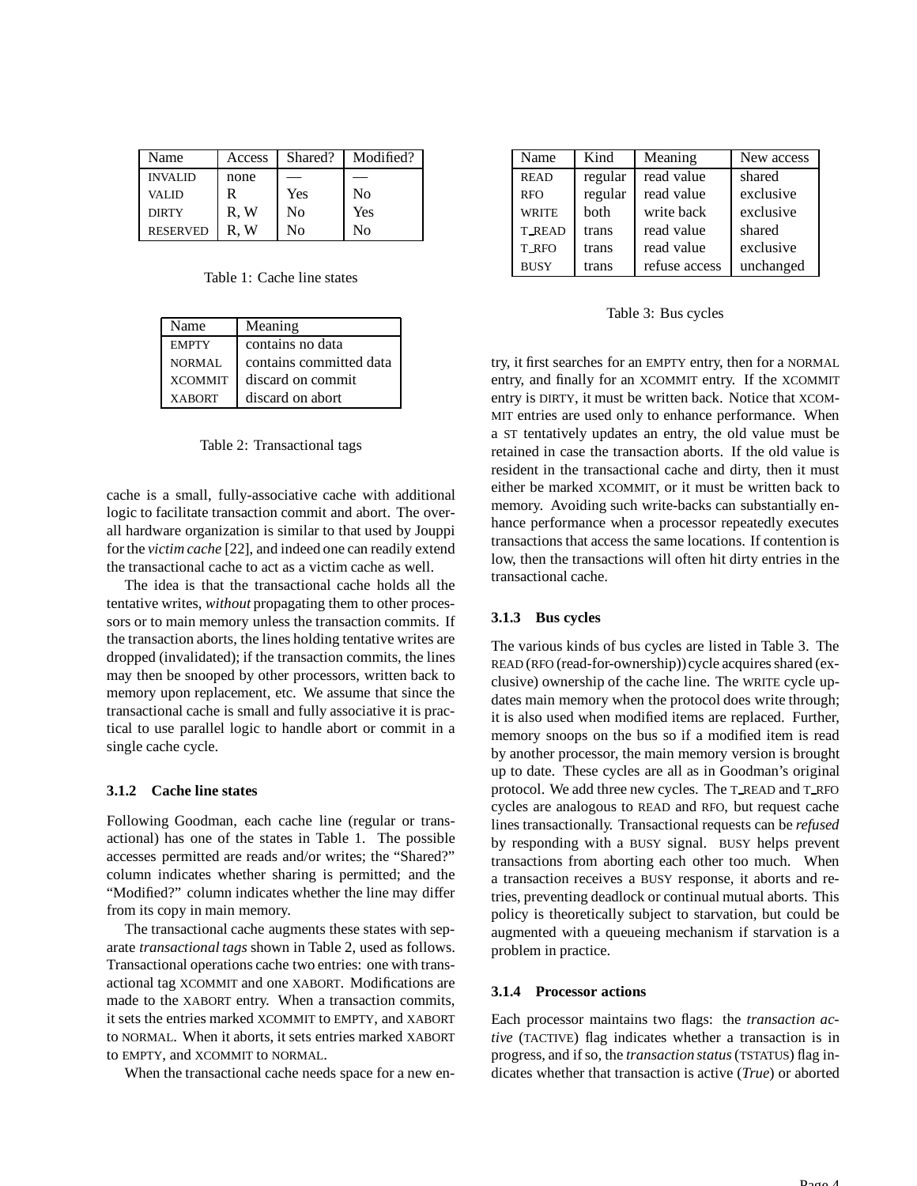| Name | Access | Shared? | Modified? |
|---|---|---|---|
| INVALID | none | — | — |
| VALID | R | Yes | No |
| DIRTY | R, W | No | Yes |
| RESERVED | R, W | No | No |

Table 1: Cache line states

| Name | Meaning |
|---|---|
| EMPTY | contains no data |
| NORMAL | contains committed data |
| XCOMMIT | discard on commit |
| XABORT | discard on abort |

Table 2: Transactional tags

cache is a small, fully-associative cache with additional logic to facilitate transaction commit and abort. The overall hardware organization is similar to that used by Jouppi for the *victim cache* [22], and indeed one can readily extend the transactional cache to act as a victim cache as well.

The idea is that the transactional cache holds all the tentative writes, *without* propagating them to other processors or to main memory unless the transaction commits. If the transaction aborts, the lines holding tentative writes are dropped (invalidated); if the transaction commits, the lines may then be snooped by other processors, written back to memory upon replacement, etc. We assume that since the transactional cache is small and fully associative it is practical to use parallel logic to handle abort or commit in a single cache cycle.

### 3.1.2 Cache line states

Following Goodman, each cache line (regular or transactional) has one of the states in Table 1. The possible accesses permitted are reads and/or writes; the "Shared?" column indicates whether sharing is permitted; and the "Modified?" column indicates whether the line may differ from its copy in main memory.

The transactional cache augments these states with separate *transactional tags* shown in Table 2, used as follows. Transactional operations cache two entries: one with transactional tag XCOMMIT and one XABORT. Modifications are made to the XABORT entry. When a transaction commits, it sets the entries marked XCOMMIT to EMPTY, and XABORT to NORMAL. When it aborts, it sets entries marked XABORT to EMPTY, and XCOMMIT to NORMAL.

When the transactional cache needs space for a new entry, it first searches for an EMPTY entry, then for a NORMAL entry, and finally for an XCOMMIT entry. If the XCOMMIT entry is DIRTY, it must be written back. Notice that XCOMMIT entries are used only to enhance performance. When a ST tentatively updates an entry, the old value must be retained in case the transaction aborts. If the old value is resident in the transactional cache and dirty, then it must either be marked XCOMMIT, or it must be written back to memory. Avoiding such write-backs can substantially enhance performance when a processor repeatedly executes transactions that access the same locations. If contention is low, then the transactions will often hit dirty entries in the transactional cache.

| Name | Kind | Meaning | New access |
|---|---|---|---|
| READ | regular | read value | shared |
| RFO | regular | read value | exclusive |
| WRITE | both | write back | exclusive |
| T_READ | trans | read value | shared |
| T_RFO | trans | read value | exclusive |
| BUSY | trans | refuse access | unchanged |

Table 3: Bus cycles

### 3.1.3 Bus cycles

The various kinds of bus cycles are listed in Table 3. The READ (RFO (read-for-ownership)) cycle acquires shared (exclusive) ownership of the cache line. The WRITE cycle updates main memory when the protocol does write through; it is also used when modified items are replaced. Further, memory snoops on the bus so if a modified item is read by another processor, the main memory version is brought up to date. These cycles are all as in Goodman's original protocol. We add three new cycles. The T_READ and T_RFO cycles are analogous to READ and RFO, but request cache lines transactionally. Transactional requests can be *refused* by responding with a BUSY signal. BUSY helps prevent transactions from aborting each other too much. When a transaction receives a BUSY response, it aborts and retries, preventing deadlock or continual mutual aborts. This policy is theoretically subject to starvation, but could be augmented with a queueing mechanism if starvation is a problem in practice.

### 3.1.4 Processor actions

Each processor maintains two flags: the *transaction active* (TACTIVE) flag indicates whether a transaction is in progress, and if so, the *transaction status* (TSTATUS) flag indicates whether that transaction is active (*True*) or aborted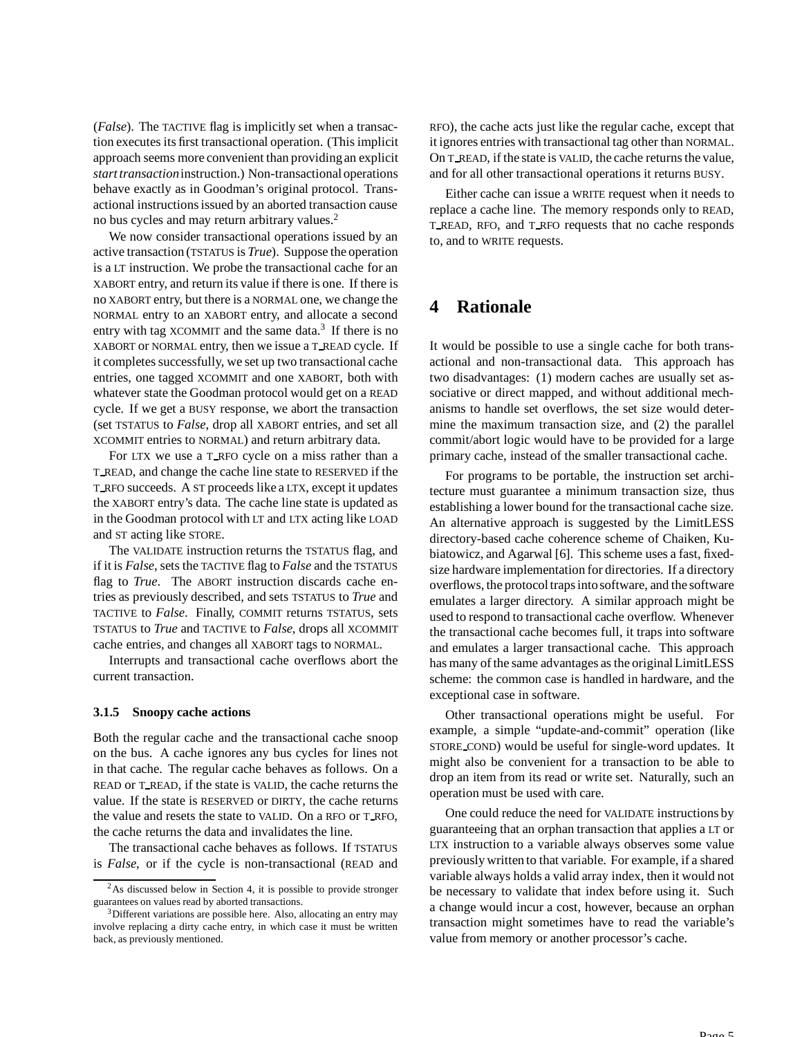(*False*). The TACTIVE flag is implicitly set when a transaction executes its first transactional operation. (This implicit approach seems more convenient than providing an explicit *start transaction* instruction.) Non-transactional operations behave exactly as in Goodman's original protocol. Transactional instructions issued by an aborted transaction cause no bus cycles and may return arbitrary values.[2]

We now consider transactional operations issued by an active transaction (TSTATUS is *True*). Suppose the operation is a LT instruction. We probe the transactional cache for an XABORT entry, and return its value if there is one. If there is no XABORT entry, but there is a NORMAL one, we change the NORMAL entry to an XABORT entry, and allocate a second entry with tag XCOMMIT and the same data.[3] If there is no XABORT or NORMAL entry, then we issue a T_READ cycle. If it completes successfully, we set up two transactional cache entries, one tagged XCOMMIT and one XABORT, both with whatever state the Goodman protocol would get on a READ cycle. If we get a BUSY response, we abort the transaction (set TSTATUS to *False*, drop all XABORT entries, and set all XCOMMIT entries to NORMAL) and return arbitrary data.

For LTX we use a T_RFO cycle on a miss rather than a T_READ, and change the cache line state to RESERVED if the T_RFO succeeds. A ST proceeds like a LTX, except it updates the XABORT entry's data. The cache line state is updated as in the Goodman protocol with LT and LTX acting like LOAD and ST acting like STORE.

The VALIDATE instruction returns the TSTATUS flag, and if it is *False*, sets the TACTIVE flag to *False* and the TSTATUS flag to *True*. The ABORT instruction discards cache entries as previously described, and sets TSTATUS to *True* and TACTIVE to *False*. Finally, COMMIT returns TSTATUS, sets TSTATUS to *True* and TACTIVE to *False*, drops all XCOMMIT cache entries, and changes all XABORT tags to NORMAL.

Interrupts and transactional cache overflows abort the current transaction.

#### 3.1.5 Snoopy cache actions

Both the regular cache and the transactional cache snoop on the bus. A cache ignores any bus cycles for lines not in that cache. The regular cache behaves as follows. On a READ or T_READ, if the state is VALID, the cache returns the value. If the state is RESERVED or DIRTY, the cache returns the value and resets the state to VALID. On a RFO or T_RFO, the cache returns the data and invalidates the line.

The transactional cache behaves as follows. If TSTATUS is *False*, or if the cycle is non-transactional (READ and RFO), the cache acts just like the regular cache, except that it ignores entries with transactional tag other than NORMAL. On T_READ, if the state is VALID, the cache returns the value, and for all other transactional operations it returns BUSY.

Either cache can issue a WRITE request when it needs to replace a cache line. The memory responds only to READ, T_READ, RFO, and T_RFO requests that no cache responds to, and to WRITE requests.

## 4 Rationale

It would be possible to use a single cache for both transactional and non-transactional data. This approach has two disadvantages: (1) modern caches are usually set associative or direct mapped, and without additional mechanisms to handle set overflows, the set size would determine the maximum transaction size, and (2) the parallel commit/abort logic would have to be provided for a large primary cache, instead of the smaller transactional cache.

For programs to be portable, the instruction set architecture must guarantee a minimum transaction size, thus establishing a lower bound for the transactional cache size. An alternative approach is suggested by the LimitLESS directory-based cache coherence scheme of Chaiken, Kubiatowicz, and Agarwal [6]. This scheme uses a fast, fixed-size hardware implementation for directories. If a directory overflows, the protocol traps into software, and the software emulates a larger directory. A similar approach might be used to respond to transactional cache overflow. Whenever the transactional cache becomes full, it traps into software and emulates a larger transactional cache. This approach has many of the same advantages as the original LimitLESS scheme: the common case is handled in hardware, and the exceptional case in software.

Other transactional operations might be useful. For example, a simple "update-and-commit" operation (like STORE_COND) would be useful for single-word updates. It might also be convenient for a transaction to be able to drop an item from its read or write set. Naturally, such an operation must be used with care.

One could reduce the need for VALIDATE instructions by guaranteeing that an orphan transaction that applies a LT or LTX instruction to a variable always observes some value previously written to that variable. For example, if a shared variable always holds a valid array index, then it would not be necessary to validate that index before using it. Such a change would incur a cost, however, because an orphan transaction might sometimes have to read the variable's value from memory or another processor's cache.

[2] As discussed below in Section 4, it is possible to provide stronger guarantees on values read by aborted transactions.

[3] Different variations are possible here. Also, allocating an entry may involve replacing a dirty cache entry, in which case it must be written back, as previously mentioned.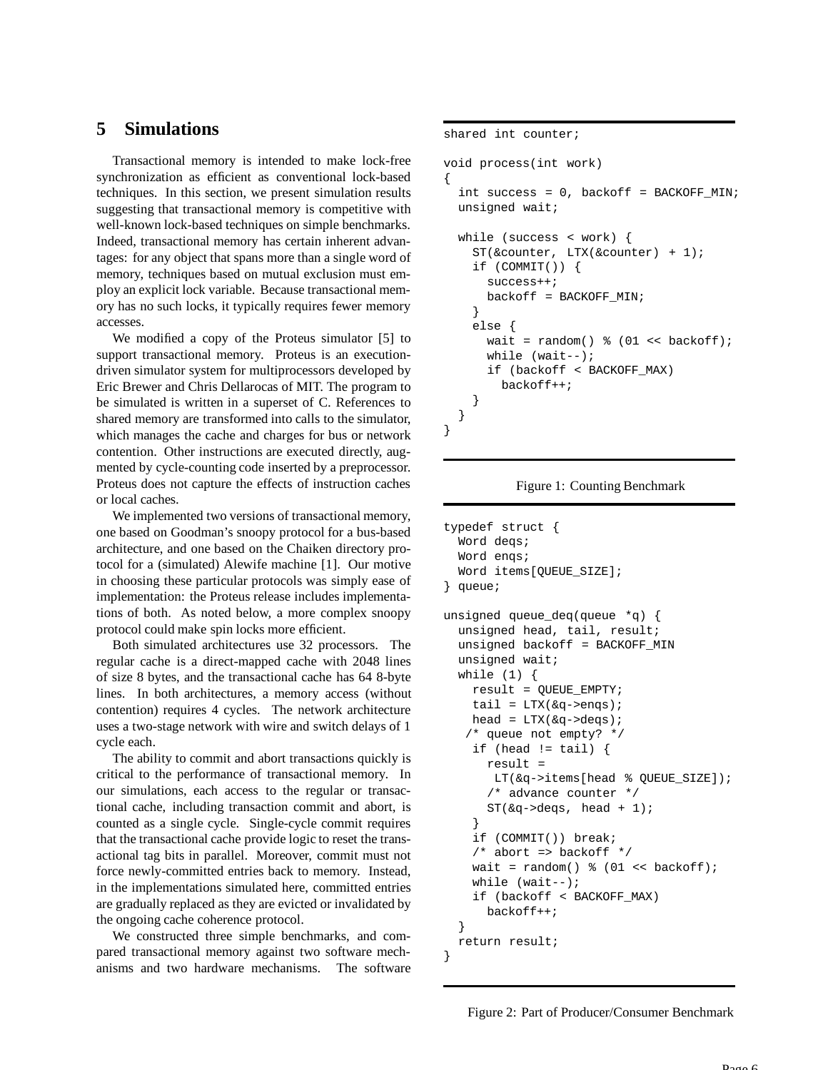## 5 Simulations

Transactional memory is intended to make lock-free synchronization as efficient as conventional lock-based techniques. In this section, we present simulation results suggesting that transactional memory is competitive with well-known lock-based techniques on simple benchmarks. Indeed, transactional memory has certain inherent advantages: for any object that spans more than a single word of memory, techniques based on mutual exclusion must employ an explicit lock variable. Because transactional memory has no such locks, it typically requires fewer memory accesses.

We modified a copy of the Proteus simulator [5] to support transactional memory. Proteus is an execution-driven simulator system for multiprocessors developed by Eric Brewer and Chris Dellarocas of MIT. The program to be simulated is written in a superset of C. References to shared memory are transformed into calls to the simulator, which manages the cache and charges for bus or network contention. Other instructions are executed directly, augmented by cycle-counting code inserted by a preprocessor. Proteus does not capture the effects of instruction caches or local caches.

We implemented two versions of transactional memory, one based on Goodman's snoopy protocol for a bus-based architecture, and one based on the Chaiken directory protocol for a (simulated) Alewife machine [1]. Our motive in choosing these particular protocols was simply ease of implementation: the Proteus release includes implementations of both. As noted below, a more complex snoopy protocol could make spin locks more efficient.

Both simulated architectures use 32 processors. The regular cache is a direct-mapped cache with 2048 lines of size 8 bytes, and the transactional cache has 64 8-byte lines. In both architectures, a memory access (without contention) requires 4 cycles. The network architecture uses a two-stage network with wire and switch delays of 1 cycle each.

The ability to commit and abort transactions quickly is critical to the performance of transactional memory. In our simulations, each access to the regular or transactional cache, including transaction commit and abort, is counted as a single cycle. Single-cycle commit requires that the transactional cache provide logic to reset the transactional tag bits in parallel. Moreover, commit must not force newly-committed entries back to memory. Instead, in the implementations simulated here, committed entries are gradually replaced as they are evicted or invalidated by the ongoing cache coherence protocol.

We constructed three simple benchmarks, and compared transactional memory against two software mechanisms and two hardware mechanisms. The software

```
shared int counter;

void process(int work)
{
  int success = 0, backoff = BACKOFF_MIN;
  unsigned wait;

  while (success < work) {
    ST(&counter, LTX(&counter) + 1);
    if (COMMIT()) {
      success++;
      backoff = BACKOFF_MIN;
    }
    else {
      wait = random() % (01 << backoff);
      while (wait--);
      if (backoff < BACKOFF_MAX)
        backoff++;
    }
  }
}
```

Figure 1: Counting Benchmark

```
typedef struct {
  Word deqs;
  Word enqs;
  Word items[QUEUE_SIZE];
} queue;

unsigned queue_deq(queue *q) {
  unsigned head, tail, result;
  unsigned backoff = BACKOFF_MIN
  unsigned wait;
  while (1) {
    result = QUEUE_EMPTY;
    tail = LTX(&q->enqs);
    head = LTX(&q->deqs);
   /* queue not empty? */
    if (head != tail) {
      result =
       LT(&q->items[head % QUEUE_SIZE]);
      /* advance counter */
      ST(&q->deqs, head + 1);
    }
    if (COMMIT()) break;
    /* abort => backoff */
    wait = random() % (01 << backoff);
    while (wait--);
    if (backoff < BACKOFF_MAX)
      backoff++;
  }
  return result;
}
```

Figure 2: Part of Producer/Consumer Benchmark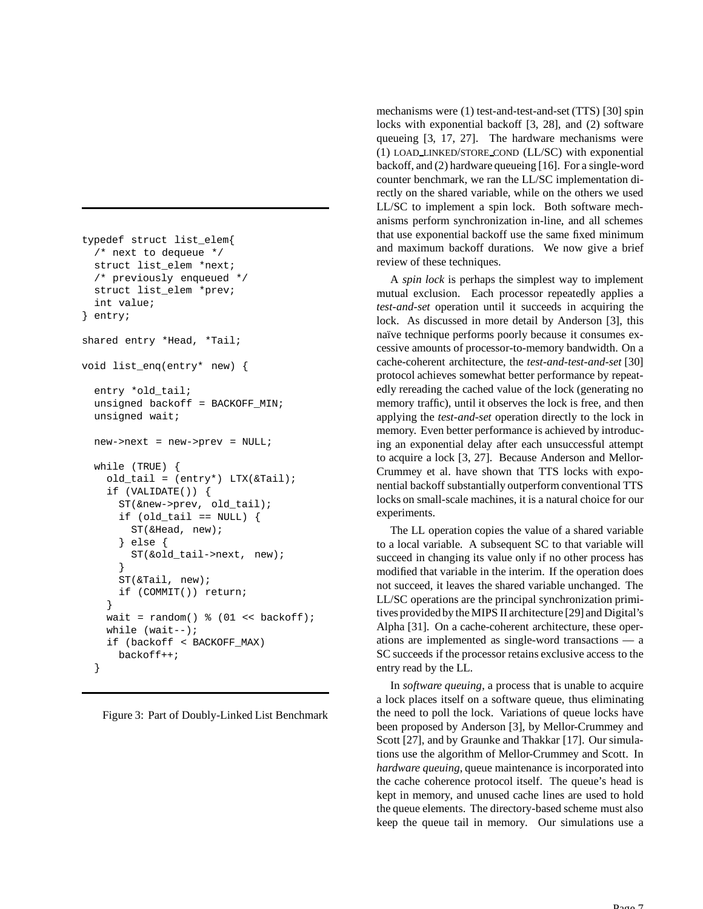```
typedef struct list_elem{
  /* next to dequeue */
  struct list_elem *next;
  /* previously enqueued */
  struct list_elem *prev;
  int value;
} entry;

shared entry *Head, *Tail;

void list_enq(entry* new) {

  entry *old_tail;
  unsigned backoff = BACKOFF_MIN;
  unsigned wait;

  new->next = new->prev = NULL;

  while (TRUE) {
    old_tail = (entry*) LTX(&Tail);
    if (VALIDATE()) {
      ST(&new->prev, old_tail);
      if (old_tail == NULL) {
        ST(&Head, new);
      } else {
        ST(&old_tail->next, new);
      }
      ST(&Tail, new);
      if (COMMIT()) return;
    }
    wait = random() % (01 << backoff);
    while (wait--);
    if (backoff < BACKOFF_MAX)
      backoff++;
  }
```

Figure 3: Part of Doubly-Linked List Benchmark

mechanisms were (1) test-and-test-and-set (TTS) [30] spin locks with exponential backoff [3, 28], and (2) software queueing [3, 17, 27]. The hardware mechanisms were (1) LOAD_LINKED/STORE_COND (LL/SC) with exponential backoff, and (2) hardware queueing [16]. For a single-word counter benchmark, we ran the LL/SC implementation directly on the shared variable, while on the others we used LL/SC to implement a spin lock. Both software mechanisms perform synchronization in-line, and all schemes that use exponential backoff use the same fixed minimum and maximum backoff durations. We now give a brief review of these techniques.

A *spin lock* is perhaps the simplest way to implement mutual exclusion. Each processor repeatedly applies a *test-and-set* operation until it succeeds in acquiring the lock. As discussed in more detail by Anderson [3], this naïve technique performs poorly because it consumes excessive amounts of processor-to-memory bandwidth. On a cache-coherent architecture, the *test-and-test-and-set* [30] protocol achieves somewhat better performance by repeatedly rereading the cached value of the lock (generating no memory traffic), until it observes the lock is free, and then applying the *test-and-set* operation directly to the lock in memory. Even better performance is achieved by introducing an exponential delay after each unsuccessful attempt to acquire a lock [3, 27]. Because Anderson and Mellor-Crummey et al. have shown that TTS locks with exponential backoff substantially outperform conventional TTS locks on small-scale machines, it is a natural choice for our experiments.

The LL operation copies the value of a shared variable to a local variable. A subsequent SC to that variable will succeed in changing its value only if no other process has modified that variable in the interim. If the operation does not succeed, it leaves the shared variable unchanged. The LL/SC operations are the principal synchronization primitives provided by the MIPS II architecture [29] and Digital's Alpha [31]. On a cache-coherent architecture, these operations are implemented as single-word transactions — a SC succeeds if the processor retains exclusive access to the entry read by the LL.

In *software queuing*, a process that is unable to acquire a lock places itself on a software queue, thus eliminating the need to poll the lock. Variations of queue locks have been proposed by Anderson [3], by Mellor-Crummey and Scott [27], and by Graunke and Thakkar [17]. Our simulations use the algorithm of Mellor-Crummey and Scott. In *hardware queuing*, queue maintenance is incorporated into the cache coherence protocol itself. The queue's head is kept in memory, and unused cache lines are used to hold the queue elements. The directory-based scheme must also keep the queue tail in memory. Our simulations use a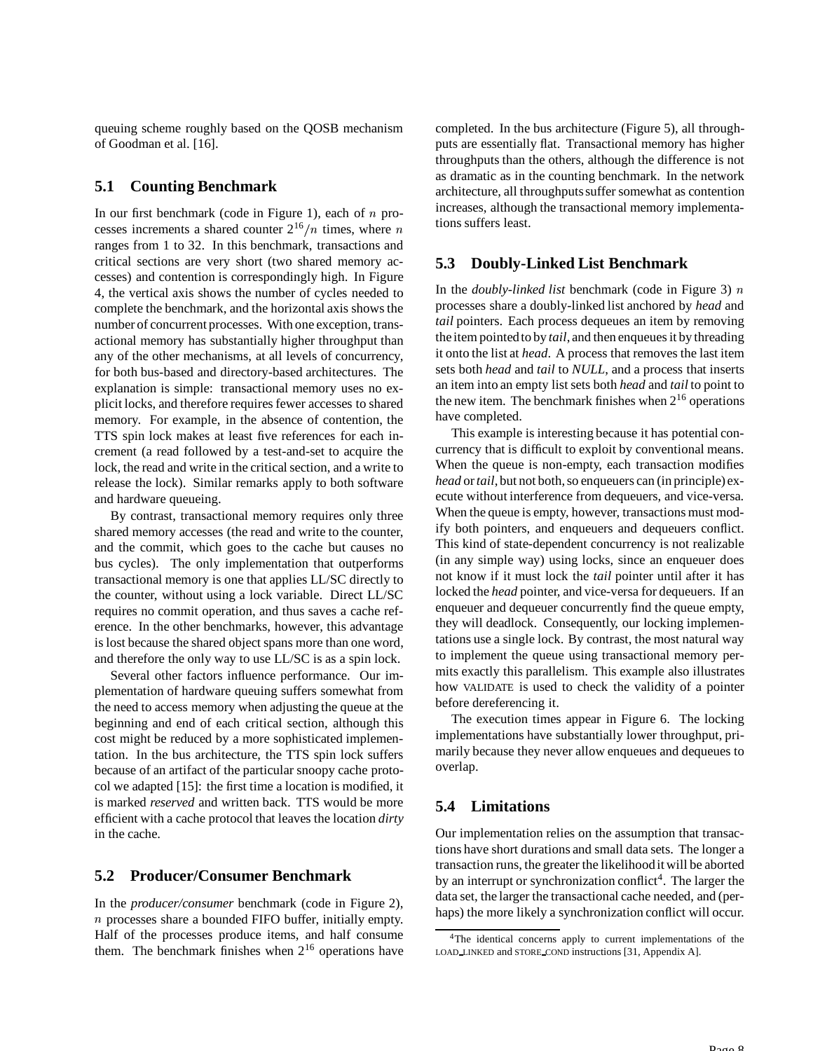queuing scheme roughly based on the QOSB mechanism of Goodman et al. [16].

## 5.1 Counting Benchmark

In our first benchmark (code in Figure 1), each of $n$ processes increments a shared counter $2^{16}/n$ times, where $n$ ranges from 1 to 32. In this benchmark, transactions and critical sections are very short (two shared memory accesses) and contention is correspondingly high. In Figure 4, the vertical axis shows the number of cycles needed to complete the benchmark, and the horizontal axis shows the number of concurrent processes. With one exception, transactional memory has substantially higher throughput than any of the other mechanisms, at all levels of concurrency, for both bus-based and directory-based architectures. The explanation is simple: transactional memory uses no explicit locks, and therefore requires fewer accesses to shared memory. For example, in the absence of contention, the TTS spin lock makes at least five references for each increment (a read followed by a test-and-set to acquire the lock, the read and write in the critical section, and a write to release the lock). Similar remarks apply to both software and hardware queueing.

By contrast, transactional memory requires only three shared memory accesses (the read and write to the counter, and the commit, which goes to the cache but causes no bus cycles). The only implementation that outperforms transactional memory is one that applies LL/SC directly to the counter, without using a lock variable. Direct LL/SC requires no commit operation, and thus saves a cache reference. In the other benchmarks, however, this advantage is lost because the shared object spans more than one word, and therefore the only way to use LL/SC is as a spin lock.

Several other factors influence performance. Our implementation of hardware queuing suffers somewhat from the need to access memory when adjusting the queue at the beginning and end of each critical section, although this cost might be reduced by a more sophisticated implementation. In the bus architecture, the TTS spin lock suffers because of an artifact of the particular snoopy cache protocol we adapted [15]: the first time a location is modified, it is marked *reserved* and written back. TTS would be more efficient with a cache protocol that leaves the location *dirty* in the cache.

## 5.2 Producer/Consumer Benchmark

In the *producer/consumer* benchmark (code in Figure 2), $n$ processes share a bounded FIFO buffer, initially empty. Half of the processes produce items, and half consume them. The benchmark finishes when $2^{16}$ operations have completed. In the bus architecture (Figure 5), all throughputs are essentially flat. Transactional memory has higher throughputs than the others, although the difference is not as dramatic as in the counting benchmark. In the network architecture, all throughputs suffer somewhat as contention increases, although the transactional memory implementations suffers least.

## 5.3 Doubly-Linked List Benchmark

In the *doubly-linked list* benchmark (code in Figure 3) $n$ processes share a doubly-linked list anchored by *head* and *tail* pointers. Each process dequeues an item by removing the item pointed to by *tail*, and then enqueues it by threading it onto the list at *head*. A process that removes the last item sets both *head* and *tail* to *NULL*, and a process that inserts an item into an empty list sets both *head* and *tail* to point to the new item. The benchmark finishes when $2^{16}$ operations have completed.

This example is interesting because it has potential concurrency that is difficult to exploit by conventional means. When the queue is non-empty, each transaction modifies *head* or *tail*, but not both, so enqueuers can (in principle) execute without interference from dequeuers, and vice-versa. When the queue is empty, however, transactions must modify both pointers, and enqueuers and dequeuers conflict. This kind of state-dependent concurrency is not realizable (in any simple way) using locks, since an enqueuer does not know if it must lock the *tail* pointer until after it has locked the *head* pointer, and vice-versa for dequeuers. If an enqueuer and dequeuer concurrently find the queue empty, they will deadlock. Consequently, our locking implementations use a single lock. By contrast, the most natural way to implement the queue using transactional memory permits exactly this parallelism. This example also illustrates how VALIDATE is used to check the validity of a pointer before dereferencing it.

The execution times appear in Figure 6. The locking implementations have substantially lower throughput, primarily because they never allow enqueues and dequeues to overlap.

## 5.4 Limitations

Our implementation relies on the assumption that transactions have short durations and small data sets. The longer a transaction runs, the greater the likelihood it will be aborted by an interrupt or synchronization conflict[4]. The larger the data set, the larger the transactional cache needed, and (perhaps) the more likely a synchronization conflict will occur.

[4] The identical concerns apply to current implementations of the LOAD_LINKED and STORE_COND instructions [31, Appendix A].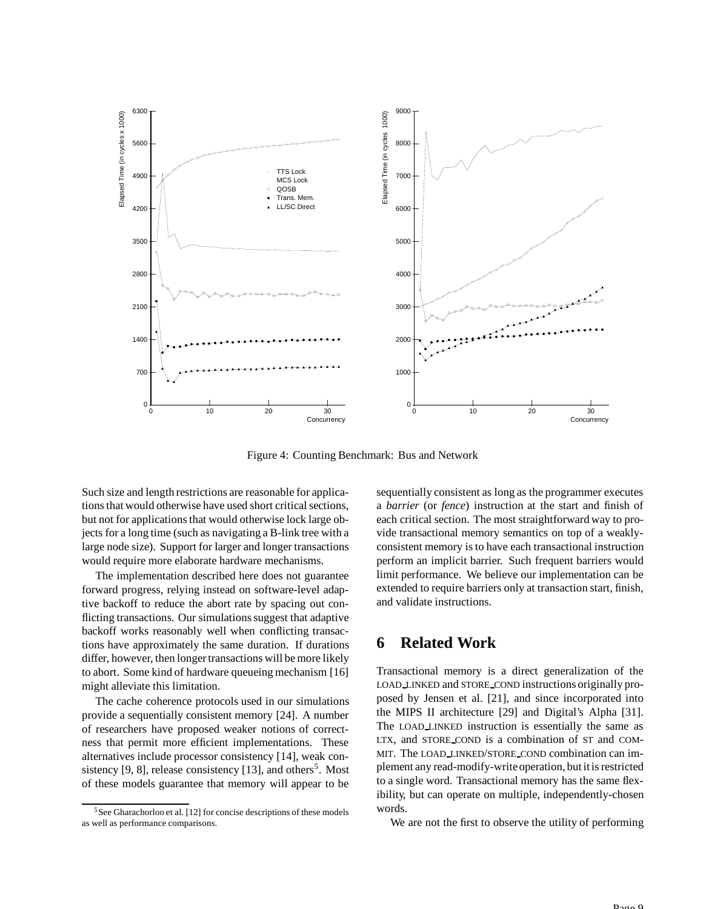Figure 4: Counting Benchmark: Bus and Network

Such size and length restrictions are reasonable for applications that would otherwise have used short critical sections, but not for applications that would otherwise lock large objects for a long time (such as navigating a B-link tree with a large node size). Support for larger and longer transactions would require more elaborate hardware mechanisms.

The implementation described here does not guarantee forward progress, relying instead on software-level adaptive backoff to reduce the abort rate by spacing out conflicting transactions. Our simulations suggest that adaptive backoff works reasonably well when conflicting transactions have approximately the same duration. If durations differ, however, then longer transactions will be more likely to abort. Some kind of hardware queueing mechanism [16] might alleviate this limitation.

The cache coherence protocols used in our simulations provide a sequentially consistent memory [24]. A number of researchers have proposed weaker notions of correctness that permit more efficient implementations. These alternatives include processor consistency [14], weak consistency [9, 8], release consistency [13], and others[5]. Most of these models guarantee that memory will appear to be sequentially consistent as long as the programmer executes a *barrier* (or *fence*) instruction at the start and finish of each critical section. The most straightforward way to provide transactional memory semantics on top of a weakly-consistent memory is to have each transactional instruction perform an implicit barrier. Such frequent barriers would limit performance. We believe our implementation can be extended to require barriers only at transaction start, finish, and validate instructions.

# 6 Related Work

Transactional memory is a direct generalization of the LOAD_LINKED and STORE_COND instructions originally proposed by Jensen et al. [21], and since incorporated into the MIPS II architecture [29] and Digital's Alpha [31]. The LOAD_LINKED instruction is essentially the same as LTX, and STORE_COND is a combination of ST and COMMIT. The LOAD_LINKED/STORE_COND combination can implement any read-modify-write operation, but it is restricted to a single word. Transactional memory has the same flexibility, but can operate on multiple, independently-chosen words.

We are not the first to observe the utility of performing

[5] See Gharachorloo et al. [12] for concise descriptions of these models as well as performance comparisons.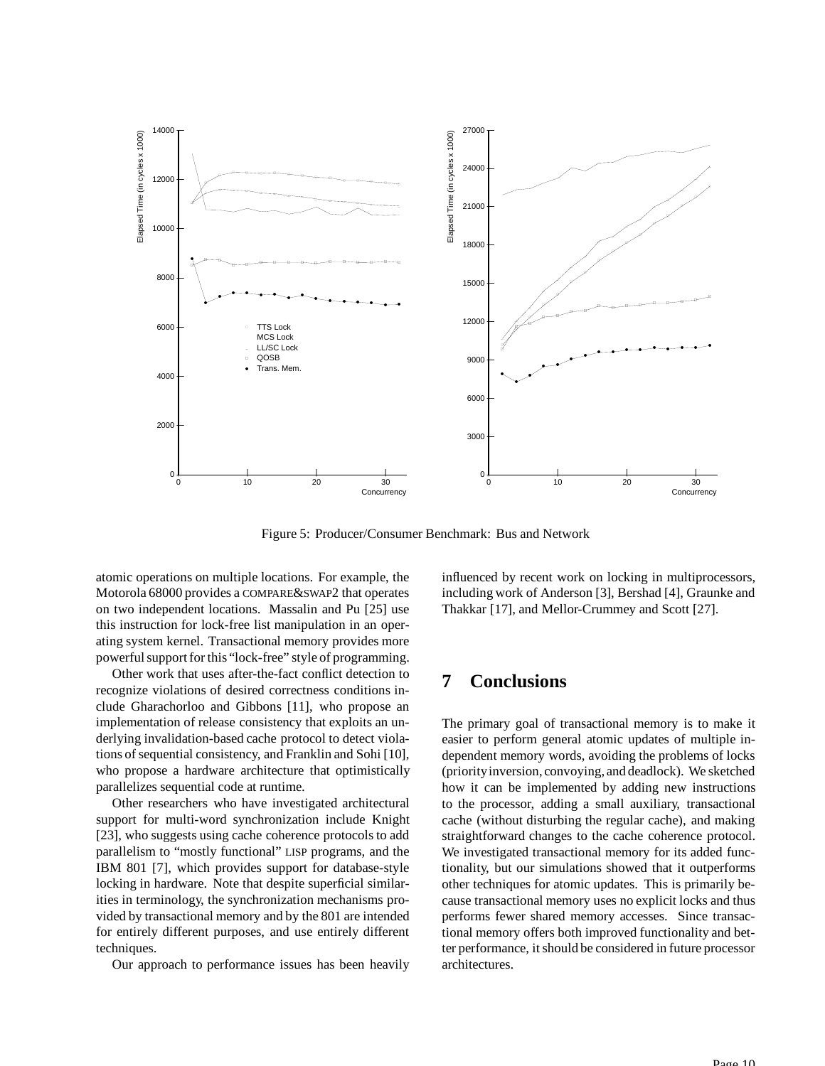Figure 5: Producer/Consumer Benchmark: Bus and Network

atomic operations on multiple locations. For example, the Motorola 68000 provides a COMPARE&SWAP2 that operates on two independent locations. Massalin and Pu [25] use this instruction for lock-free list manipulation in an operating system kernel. Transactional memory provides more powerful support for this "lock-free" style of programming.

Other work that uses after-the-fact conflict detection to recognize violations of desired correctness conditions include Gharachorloo and Gibbons [11], who propose an implementation of release consistency that exploits an underlying invalidation-based cache protocol to detect violations of sequential consistency, and Franklin and Sohi [10], who propose a hardware architecture that optimistically parallelizes sequential code at runtime.

Other researchers who have investigated architectural support for multi-word synchronization include Knight [23], who suggests using cache coherence protocols to add parallelism to "mostly functional" LISP programs, and the IBM 801 [7], which provides support for database-style locking in hardware. Note that despite superficial similarities in terminology, the synchronization mechanisms provided by transactional memory and by the 801 are intended for entirely different purposes, and use entirely different techniques.

Our approach to performance issues has been heavily influenced by recent work on locking in multiprocessors, including work of Anderson [3], Bershad [4], Graunke and Thakkar [17], and Mellor-Crummey and Scott [27].

# 7 Conclusions

The primary goal of transactional memory is to make it easier to perform general atomic updates of multiple independent memory words, avoiding the problems of locks (priority inversion, convoying, and deadlock). We sketched how it can be implemented by adding new instructions to the processor, adding a small auxiliary, transactional cache (without disturbing the regular cache), and making straightforward changes to the cache coherence protocol. We investigated transactional memory for its added functionality, but our simulations showed that it outperforms other techniques for atomic updates. This is primarily because transactional memory uses no explicit locks and thus performs fewer shared memory accesses. Since transactional memory offers both improved functionality and better performance, it should be considered in future processor architectures.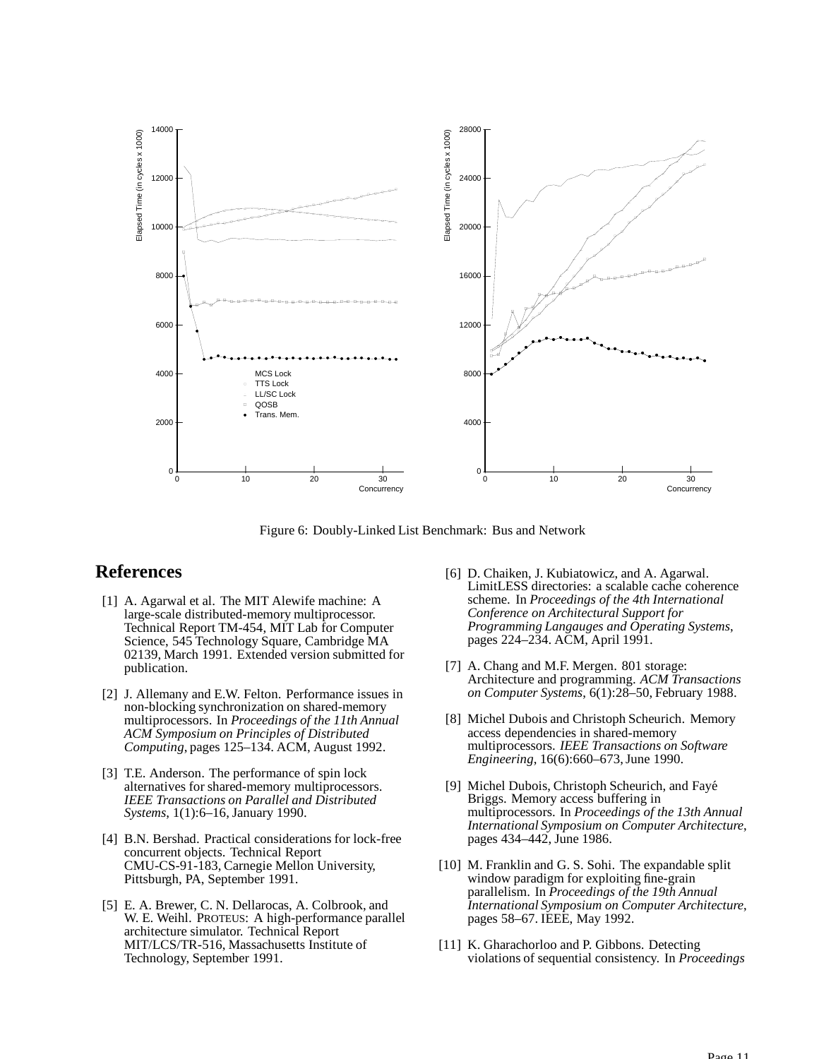Figure 6: Doubly-Linked List Benchmark: Bus and Network

## References

[1] A. Agarwal et al. The MIT Alewife machine: A large-scale distributed-memory multiprocessor. Technical Report TM-454, MIT Lab for Computer Science, 545 Technology Square, Cambridge MA 02139, March 1991. Extended version submitted for publication.

[2] J. Allemany and E.W. Felton. Performance issues in non-blocking synchronization on shared-memory multiprocessors. In *Proceedings of the 11th Annual ACM Symposium on Principles of Distributed Computing*, pages 125–134. ACM, August 1992.

[3] T.E. Anderson. The performance of spin lock alternatives for shared-memory multiprocessors. *IEEE Transactions on Parallel and Distributed Systems*, 1(1):6–16, January 1990.

[4] B.N. Bershad. Practical considerations for lock-free concurrent objects. Technical Report CMU-CS-91-183, Carnegie Mellon University, Pittsburgh, PA, September 1991.

[5] E. A. Brewer, C. N. Dellarocas, A. Colbrook, and W. E. Weihl. PROTEUS: A high-performance parallel architecture simulator. Technical Report MIT/LCS/TR-516, Massachusetts Institute of Technology, September 1991.

[6] D. Chaiken, J. Kubiatowicz, and A. Agarwal. LimitLESS directories: a scalable cache coherence scheme. In *Proceedings of the 4th International Conference on Architectural Support for Programming Langauges and Operating Systems*, pages 224–234. ACM, April 1991.

[7] A. Chang and M.F. Mergen. 801 storage: Architecture and programming. *ACM Transactions on Computer Systems*, 6(1):28–50, February 1988.

[8] Michel Dubois and Christoph Scheurich. Memory access dependencies in shared-memory multiprocessors. *IEEE Transactions on Software Engineering*, 16(6):660–673, June 1990.

[9] Michel Dubois, Christoph Scheurich, and Fayé Briggs. Memory access buffering in multiprocessors. In *Proceedings of the 13th Annual International Symposium on Computer Architecture*, pages 434–442, June 1986.

[10] M. Franklin and G. S. Sohi. The expandable split window paradigm for exploiting fine-grain parallelism. In *Proceedings of the 19th Annual International Symposium on Computer Architecture*, pages 58–67. IEEE, May 1992.

[11] K. Gharachorloo and P. Gibbons. Detecting violations of sequential consistency. In *Proceedings*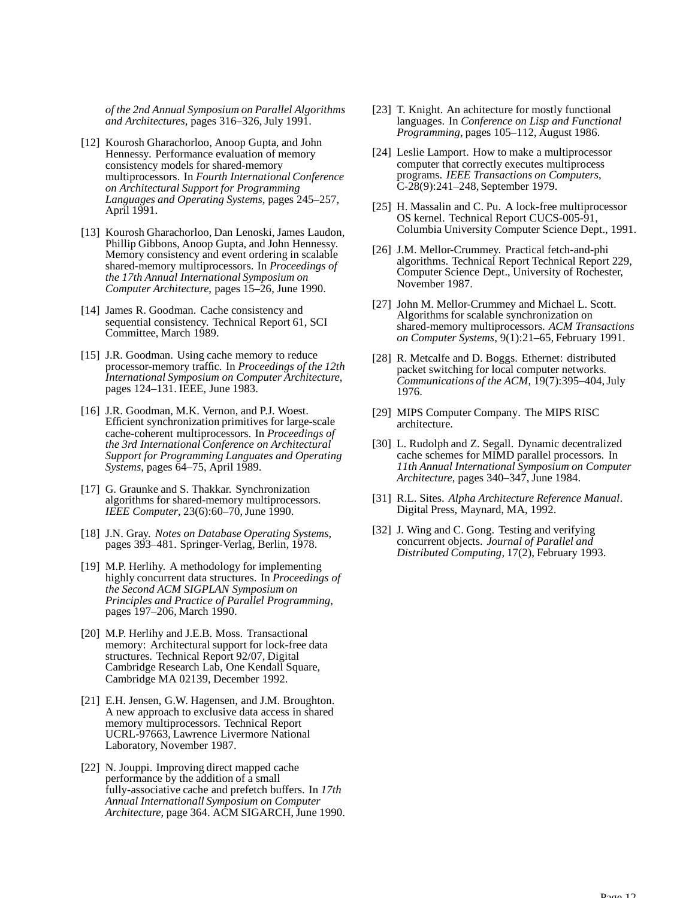*of the 2nd Annual Symposium on Parallel Algorithms and Architectures*, pages 316–326, July 1991.

[12] Kourosh Gharachorloo, Anoop Gupta, and John Hennessy. Performance evaluation of memory consistency models for shared-memory multiprocessors. In *Fourth International Conference on Architectural Support for Programming Languages and Operating Systems*, pages 245–257, April 1991.

[13] Kourosh Gharachorloo, Dan Lenoski, James Laudon, Phillip Gibbons, Anoop Gupta, and John Hennessy. Memory consistency and event ordering in scalable shared-memory multiprocessors. In *Proceedings of the 17th Annual International Symposium on Computer Architecture*, pages 15–26, June 1990.

[14] James R. Goodman. Cache consistency and sequential consistency. Technical Report 61, SCI Committee, March 1989.

[15] J.R. Goodman. Using cache memory to reduce processor-memory traffic. In *Proceedings of the 12th International Symposium on Computer Architecture*, pages 124–131. IEEE, June 1983.

[16] J.R. Goodman, M.K. Vernon, and P.J. Woest. Efficient synchronization primitives for large-scale cache-coherent multiprocessors. In *Proceedings of the 3rd International Conference on Architectural Support for Programming Languages and Operating Systems*, pages 64–75, April 1989.

[17] G. Graunke and S. Thakkar. Synchronization algorithms for shared-memory multiprocessors. *IEEE Computer*, 23(6):60–70, June 1990.

[18] J.N. Gray. *Notes on Database Operating Systems*, pages 393–481. Springer-Verlag, Berlin, 1978.

[19] M.P. Herlihy. A methodology for implementing highly concurrent data structures. In *Proceedings of the Second ACM SIGPLAN Symposium on Principles and Practice of Parallel Programming*, pages 197–206, March 1990.

[20] M.P. Herlihy and J.E.B. Moss. Transactional memory: Architectural support for lock-free data structures. Technical Report 92/07, Digital Cambridge Research Lab, One Kendall Square, Cambridge MA 02139, December 1992.

[21] E.H. Jensen, G.W. Hagensen, and J.M. Broughton. A new approach to exclusive data access in shared memory multiprocessors. Technical Report UCRL-97663, Lawrence Livermore National Laboratory, November 1987.

[22] N. Jouppi. Improving direct mapped cache performance by the addition of a small fully-associative cache and prefetch buffers. In *17th Annual Internationall Symposium on Computer Architecture*, page 364. ACM SIGARCH, June 1990.

[23] T. Knight. An achitecture for mostly functional languages. In *Conference on Lisp and Functional Programming*, pages 105–112, August 1986.

[24] Leslie Lamport. How to make a multiprocessor computer that correctly executes multiprocess programs. *IEEE Transactions on Computers*, C-28(9):241–248, September 1979.

[25] H. Massalin and C. Pu. A lock-free multiprocessor OS kernel. Technical Report CUCS-005-91, Columbia University Computer Science Dept., 1991.

[26] J.M. Mellor-Crummey. Practical fetch-and-phi algorithms. Technical Report Technical Report 229, Computer Science Dept., University of Rochester, November 1987.

[27] John M. Mellor-Crummey and Michael L. Scott. Algorithms for scalable synchronization on shared-memory multiprocessors. *ACM Transactions on Computer Systems*, 9(1):21–65, February 1991.

[28] R. Metcalfe and D. Boggs. Ethernet: distributed packet switching for local computer networks. *Communications of the ACM*, 19(7):395–404, July 1976.

[29] MIPS Computer Company. The MIPS RISC architecture.

[30] L. Rudolph and Z. Segall. Dynamic decentralized cache schemes for MIMD parallel processors. In *11th Annual International Symposium on Computer Architecture*, pages 340–347, June 1984.

[31] R.L. Sites. *Alpha Architecture Reference Manual*. Digital Press, Maynard, MA, 1992.

[32] J. Wing and C. Gong. Testing and verifying concurrent objects. *Journal of Parallel and Distributed Computing*, 17(2), February 1993.